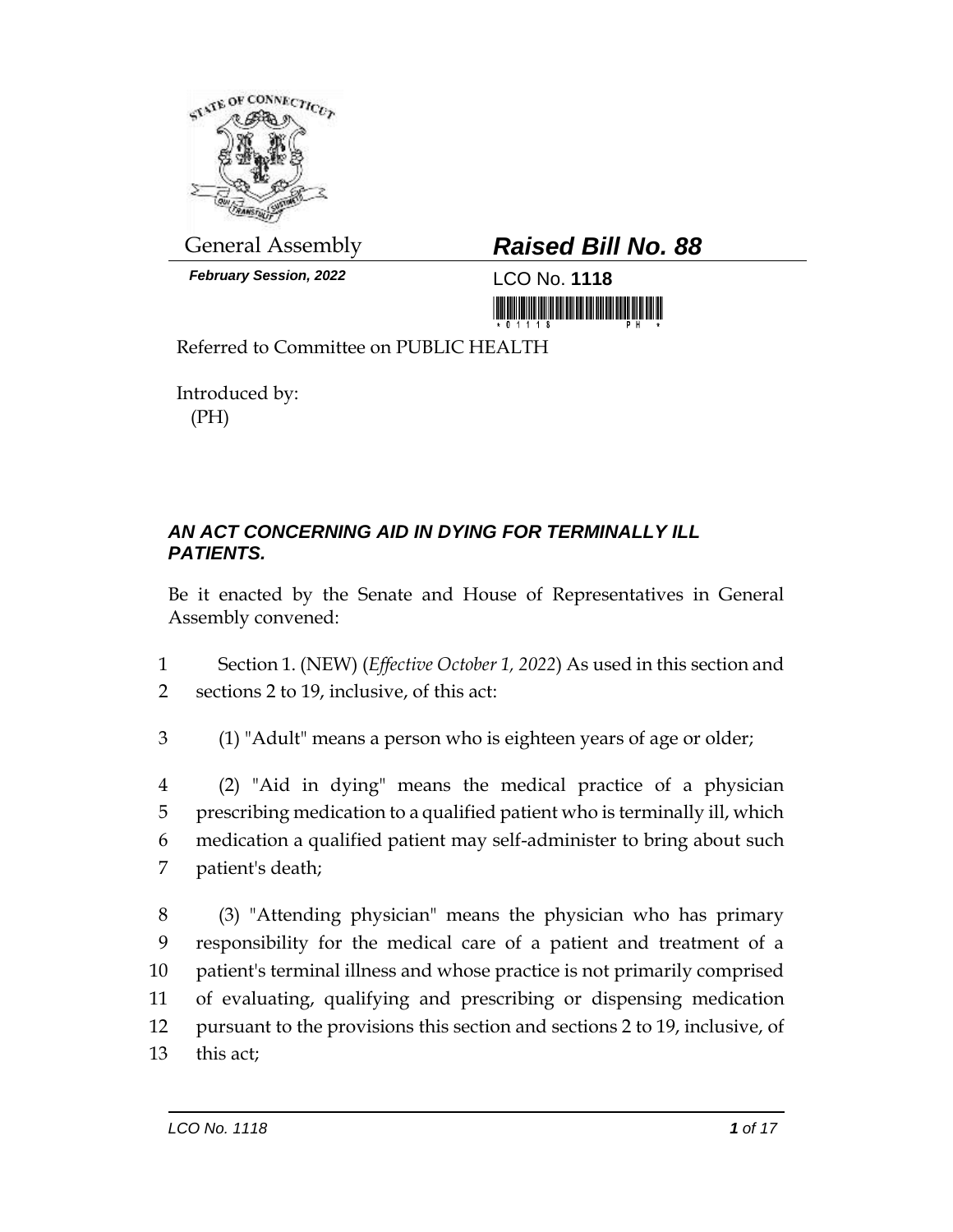General Assembly

**_Raised Bill No. 88_**

***February Session, 2022***

LCO No. **1118**

Referred to Committee on PUBLIC HEALTH

Introduced by:
(PH)

***AN ACT CONCERNING AID IN DYING FOR TERMINALLY ILL PATIENTS.***

Be it enacted by the Senate and House of Representatives in General Assembly convened:

Section 1. (NEW) (*Effective October 1, 2022*) As used in this section and sections 2 to 19, inclusive, of this act:

(1) "Adult" means a person who is eighteen years of age or older;

(2) "Aid in dying" means the medical practice of a physician prescribing medication to a qualified patient who is terminally ill, which medication a qualified patient may self-administer to bring about such patient's death;

(3) "Attending physician" means the physician who has primary responsibility for the medical care of a patient and treatment of a patient's terminal illness and whose practice is not primarily comprised of evaluating, qualifying and prescribing or dispensing medication pursuant to the provisions this section and sections 2 to 19, inclusive, of this act;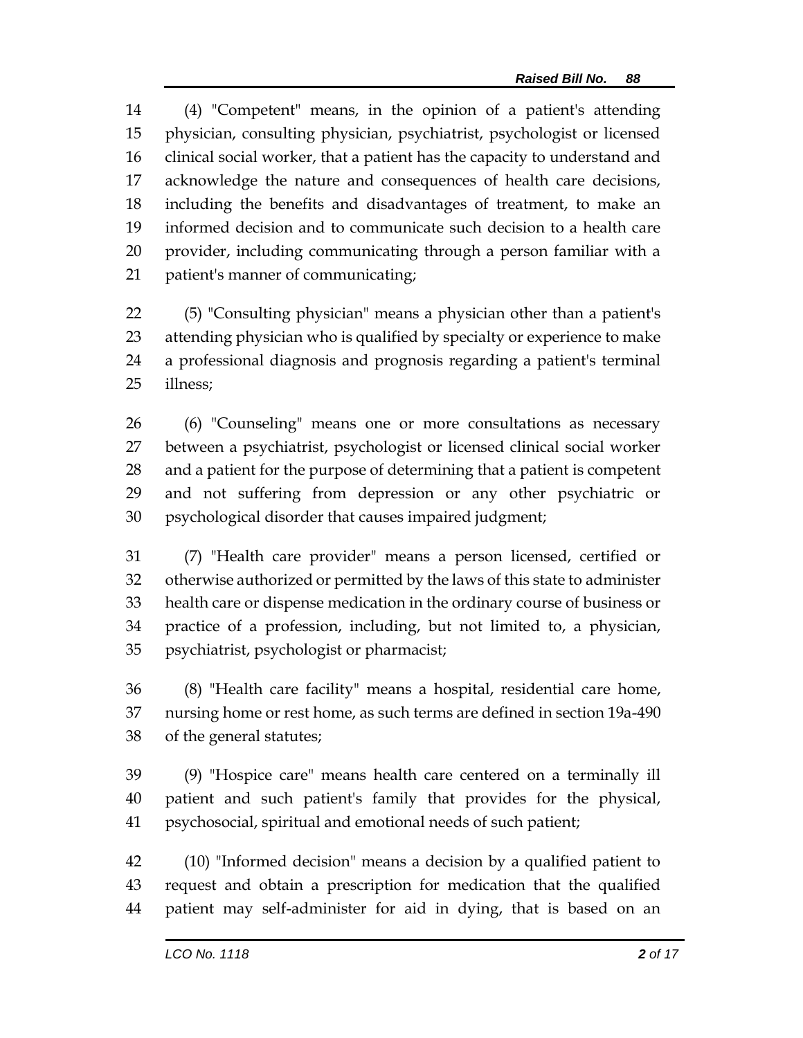(4) "Competent" means, in the opinion of a patient's attending physician, consulting physician, psychiatrist, psychologist or licensed clinical social worker, that a patient has the capacity to understand and acknowledge the nature and consequences of health care decisions, including the benefits and disadvantages of treatment, to make an informed decision and to communicate such decision to a health care provider, including communicating through a person familiar with a patient's manner of communicating;

(5) "Consulting physician" means a physician other than a patient's attending physician who is qualified by specialty or experience to make a professional diagnosis and prognosis regarding a patient's terminal illness;

(6) "Counseling" means one or more consultations as necessary between a psychiatrist, psychologist or licensed clinical social worker and a patient for the purpose of determining that a patient is competent and not suffering from depression or any other psychiatric or psychological disorder that causes impaired judgment;

(7) "Health care provider" means a person licensed, certified or otherwise authorized or permitted by the laws of this state to administer health care or dispense medication in the ordinary course of business or practice of a profession, including, but not limited to, a physician, psychiatrist, psychologist or pharmacist;

(8) "Health care facility" means a hospital, residential care home, nursing home or rest home, as such terms are defined in section 19a-490 of the general statutes;

(9) "Hospice care" means health care centered on a terminally ill patient and such patient's family that provides for the physical, psychosocial, spiritual and emotional needs of such patient;

(10) "Informed decision" means a decision by a qualified patient to request and obtain a prescription for medication that the qualified patient may self-administer for aid in dying, that is based on an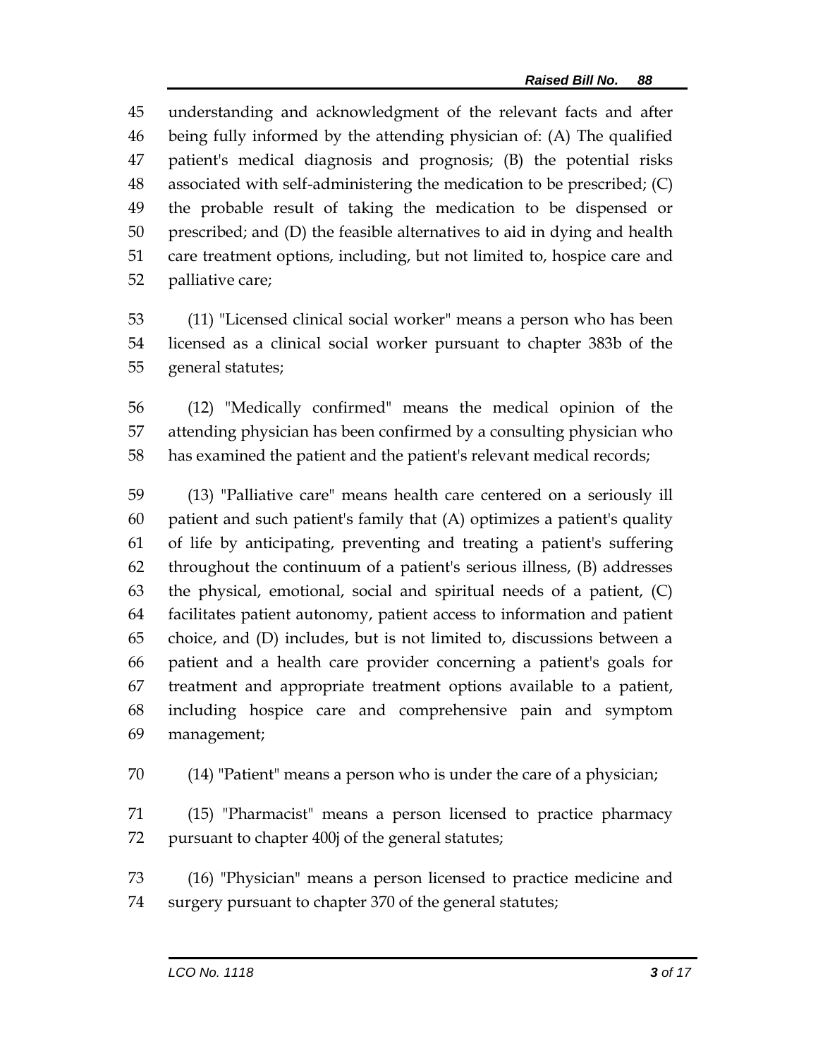understanding and acknowledgment of the relevant facts and after being fully informed by the attending physician of: (A) The qualified patient's medical diagnosis and prognosis; (B) the potential risks associated with self-administering the medication to be prescribed; (C) the probable result of taking the medication to be dispensed or prescribed; and (D) the feasible alternatives to aid in dying and health care treatment options, including, but not limited to, hospice care and palliative care;

(11) "Licensed clinical social worker" means a person who has been licensed as a clinical social worker pursuant to chapter 383b of the general statutes;

(12) "Medically confirmed" means the medical opinion of the attending physician has been confirmed by a consulting physician who has examined the patient and the patient's relevant medical records;

(13) "Palliative care" means health care centered on a seriously ill patient and such patient's family that (A) optimizes a patient's quality of life by anticipating, preventing and treating a patient's suffering throughout the continuum of a patient's serious illness, (B) addresses the physical, emotional, social and spiritual needs of a patient, (C) facilitates patient autonomy, patient access to information and patient choice, and (D) includes, but is not limited to, discussions between a patient and a health care provider concerning a patient's goals for treatment and appropriate treatment options available to a patient, including hospice care and comprehensive pain and symptom management;

(14) "Patient" means a person who is under the care of a physician;

(15) "Pharmacist" means a person licensed to practice pharmacy pursuant to chapter 400j of the general statutes;

(16) "Physician" means a person licensed to practice medicine and surgery pursuant to chapter 370 of the general statutes;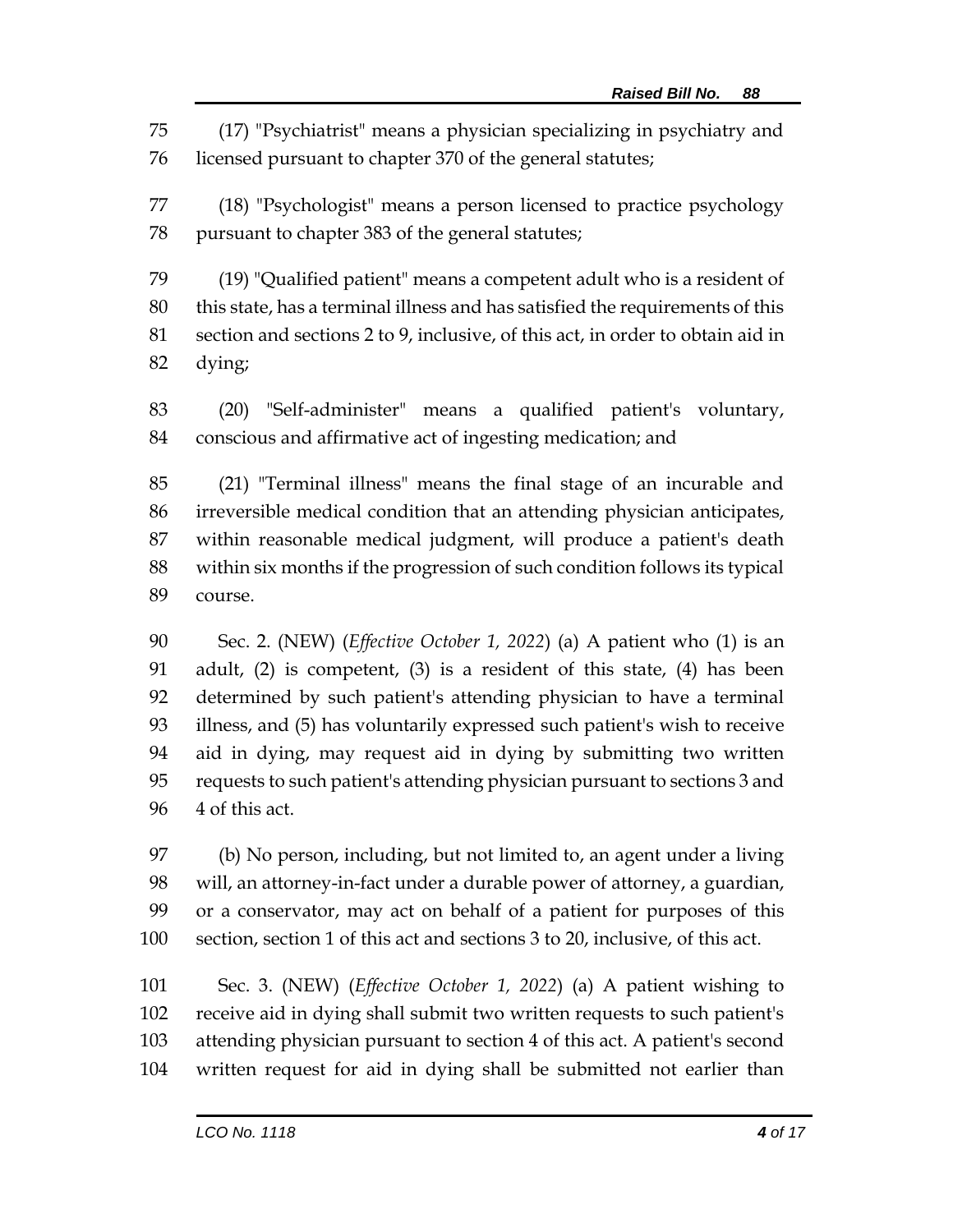(17) "Psychiatrist" means a physician specializing in psychiatry and licensed pursuant to chapter 370 of the general statutes;

(18) "Psychologist" means a person licensed to practice psychology pursuant to chapter 383 of the general statutes;

(19) "Qualified patient" means a competent adult who is a resident of this state, has a terminal illness and has satisfied the requirements of this section and sections 2 to 9, inclusive, of this act, in order to obtain aid in dying;

(20) "Self-administer" means a qualified patient's voluntary, conscious and affirmative act of ingesting medication; and

(21) "Terminal illness" means the final stage of an incurable and irreversible medical condition that an attending physician anticipates, within reasonable medical judgment, will produce a patient's death within six months if the progression of such condition follows its typical course.

Sec. 2. (NEW) (*Effective October 1, 2022*) (a) A patient who (1) is an adult, (2) is competent, (3) is a resident of this state, (4) has been determined by such patient's attending physician to have a terminal illness, and (5) has voluntarily expressed such patient's wish to receive aid in dying, may request aid in dying by submitting two written requests to such patient's attending physician pursuant to sections 3 and 4 of this act.

(b) No person, including, but not limited to, an agent under a living will, an attorney-in-fact under a durable power of attorney, a guardian, or a conservator, may act on behalf of a patient for purposes of this section, section 1 of this act and sections 3 to 20, inclusive, of this act.

Sec. 3. (NEW) (*Effective October 1, 2022*) (a) A patient wishing to receive aid in dying shall submit two written requests to such patient's attending physician pursuant to section 4 of this act. A patient's second written request for aid in dying shall be submitted not earlier than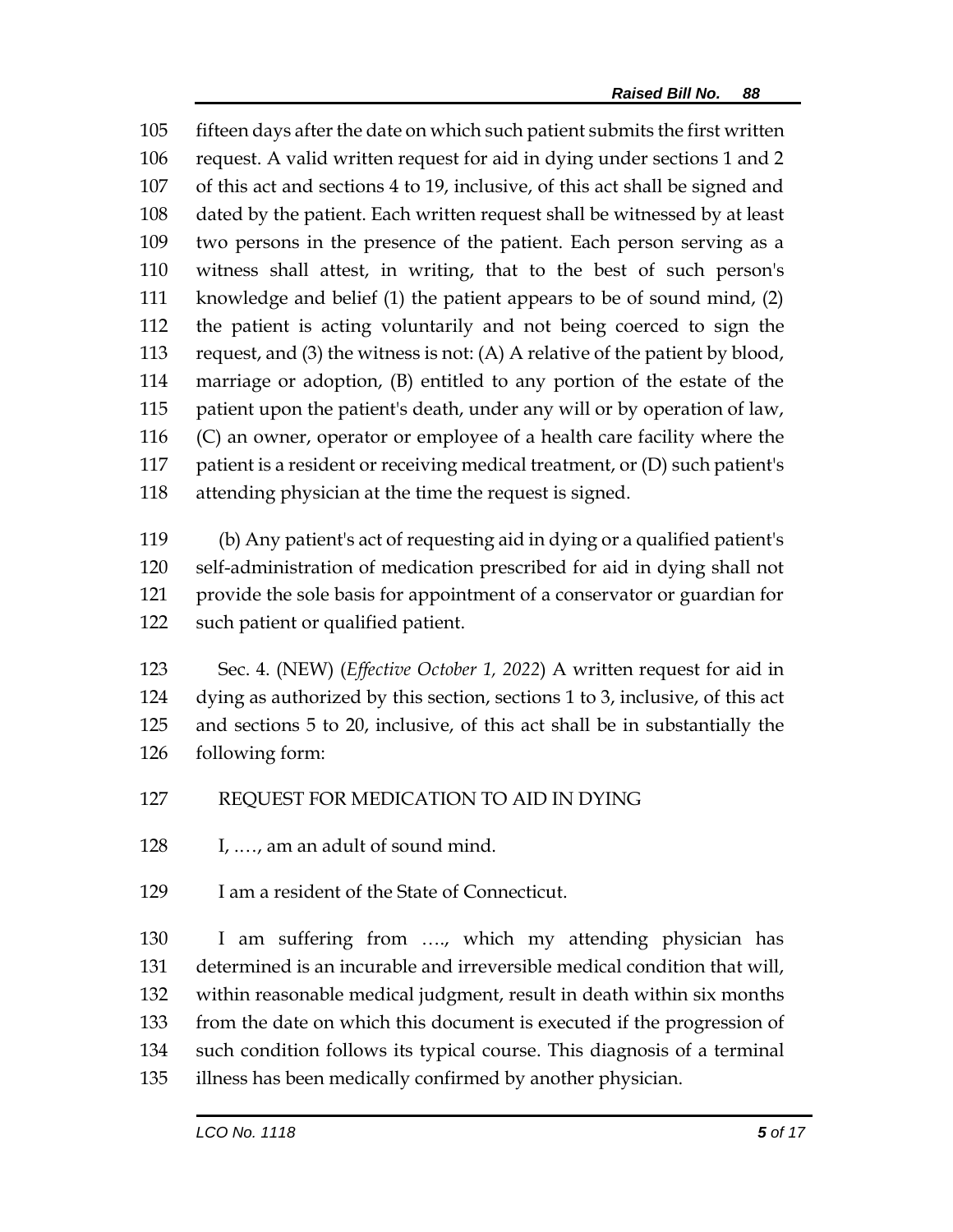fifteen days after the date on which such patient submits the first written request. A valid written request for aid in dying under sections 1 and 2 of this act and sections 4 to 19, inclusive, of this act shall be signed and dated by the patient. Each written request shall be witnessed by at least two persons in the presence of the patient. Each person serving as a witness shall attest, in writing, that to the best of such person's knowledge and belief (1) the patient appears to be of sound mind, (2) the patient is acting voluntarily and not being coerced to sign the request, and (3) the witness is not: (A) A relative of the patient by blood, marriage or adoption, (B) entitled to any portion of the estate of the patient upon the patient's death, under any will or by operation of law, (C) an owner, operator or employee of a health care facility where the patient is a resident or receiving medical treatment, or (D) such patient's attending physician at the time the request is signed.

(b) Any patient's act of requesting aid in dying or a qualified patient's self-administration of medication prescribed for aid in dying shall not provide the sole basis for appointment of a conservator or guardian for such patient or qualified patient.

Sec. 4. (NEW) (*Effective October 1, 2022*) A written request for aid in dying as authorized by this section, sections 1 to 3, inclusive, of this act and sections 5 to 20, inclusive, of this act shall be in substantially the following form:

REQUEST FOR MEDICATION TO AID IN DYING

I, ...., am an adult of sound mind.

I am a resident of the State of Connecticut.

I am suffering from ...., which my attending physician has determined is an incurable and irreversible medical condition that will, within reasonable medical judgment, result in death within six months from the date on which this document is executed if the progression of such condition follows its typical course. This diagnosis of a terminal illness has been medically confirmed by another physician.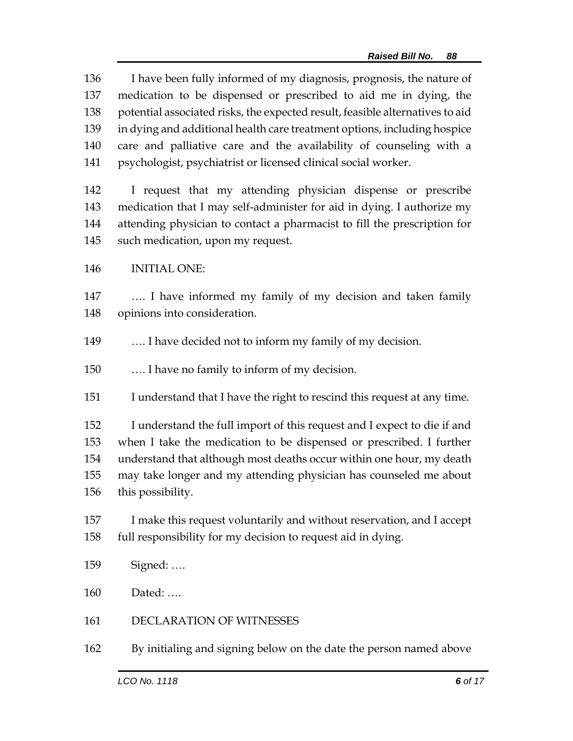I have been fully informed of my diagnosis, prognosis, the nature of medication to be dispensed or prescribed to aid me in dying, the potential associated risks, the expected result, feasible alternatives to aid in dying and additional health care treatment options, including hospice care and palliative care and the availability of counseling with a psychologist, psychiatrist or licensed clinical social worker.

I request that my attending physician dispense or prescribe medication that I may self-administer for aid in dying. I authorize my attending physician to contact a pharmacist to fill the prescription for such medication, upon my request.

INITIAL ONE:

…. I have informed my family of my decision and taken family opinions into consideration.

…. I have decided not to inform my family of my decision.

…. I have no family to inform of my decision.

I understand that I have the right to rescind this request at any time.

I understand the full import of this request and I expect to die if and when I take the medication to be dispensed or prescribed. I further understand that although most deaths occur within one hour, my death may take longer and my attending physician has counseled me about this possibility.

I make this request voluntarily and without reservation, and I accept full responsibility for my decision to request aid in dying.

Signed: ….

Dated: ….

DECLARATION OF WITNESSES

By initialing and signing below on the date the person named above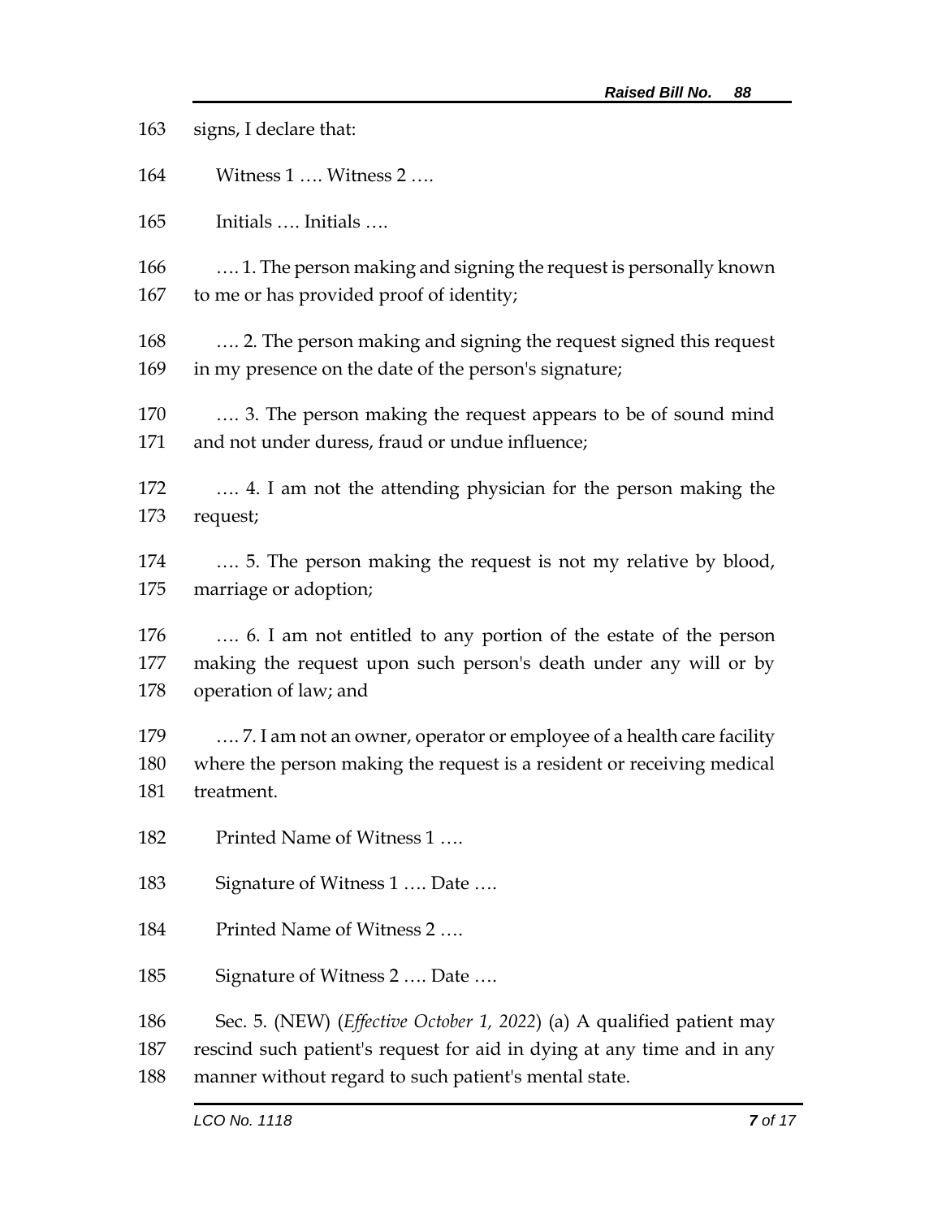signs, I declare that:

Witness 1 …. Witness 2 ….

Initials …. Initials ….

…. 1. The person making and signing the request is personally known to me or has provided proof of identity;

…. 2. The person making and signing the request signed this request in my presence on the date of the person's signature;

…. 3. The person making the request appears to be of sound mind and not under duress, fraud or undue influence;

…. 4. I am not the attending physician for the person making the request;

…. 5. The person making the request is not my relative by blood, marriage or adoption;

…. 6. I am not entitled to any portion of the estate of the person making the request upon such person's death under any will or by operation of law; and

…. 7. I am not an owner, operator or employee of a health care facility where the person making the request is a resident or receiving medical treatment.

Printed Name of Witness 1 ….

Signature of Witness 1 …. Date ….

Printed Name of Witness 2 ….

Signature of Witness 2 …. Date ….

Sec. 5. (NEW) (*Effective October 1, 2022*) (a) A qualified patient may rescind such patient's request for aid in dying at any time and in any manner without regard to such patient's mental state.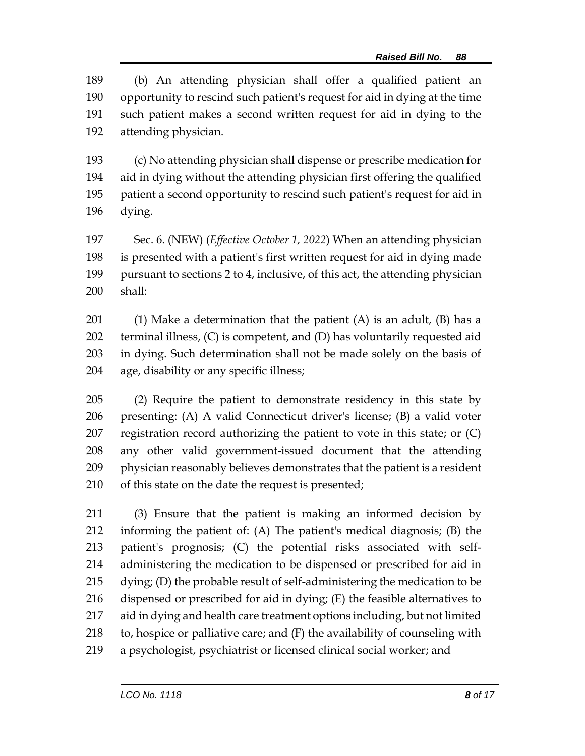(b) An attending physician shall offer a qualified patient an opportunity to rescind such patient's request for aid in dying at the time such patient makes a second written request for aid in dying to the attending physician.

(c) No attending physician shall dispense or prescribe medication for aid in dying without the attending physician first offering the qualified patient a second opportunity to rescind such patient's request for aid in dying.

Sec. 6. (NEW) (*Effective October 1, 2022*) When an attending physician is presented with a patient's first written request for aid in dying made pursuant to sections 2 to 4, inclusive, of this act, the attending physician shall:

(1) Make a determination that the patient (A) is an adult, (B) has a terminal illness, (C) is competent, and (D) has voluntarily requested aid in dying. Such determination shall not be made solely on the basis of age, disability or any specific illness;

(2) Require the patient to demonstrate residency in this state by presenting: (A) A valid Connecticut driver's license; (B) a valid voter registration record authorizing the patient to vote in this state; or (C) any other valid government-issued document that the attending physician reasonably believes demonstrates that the patient is a resident of this state on the date the request is presented;

(3) Ensure that the patient is making an informed decision by informing the patient of: (A) The patient's medical diagnosis; (B) the patient's prognosis; (C) the potential risks associated with self-administering the medication to be dispensed or prescribed for aid in dying; (D) the probable result of self-administering the medication to be dispensed or prescribed for aid in dying; (E) the feasible alternatives to aid in dying and health care treatment options including, but not limited to, hospice or palliative care; and (F) the availability of counseling with a psychologist, psychiatrist or licensed clinical social worker; and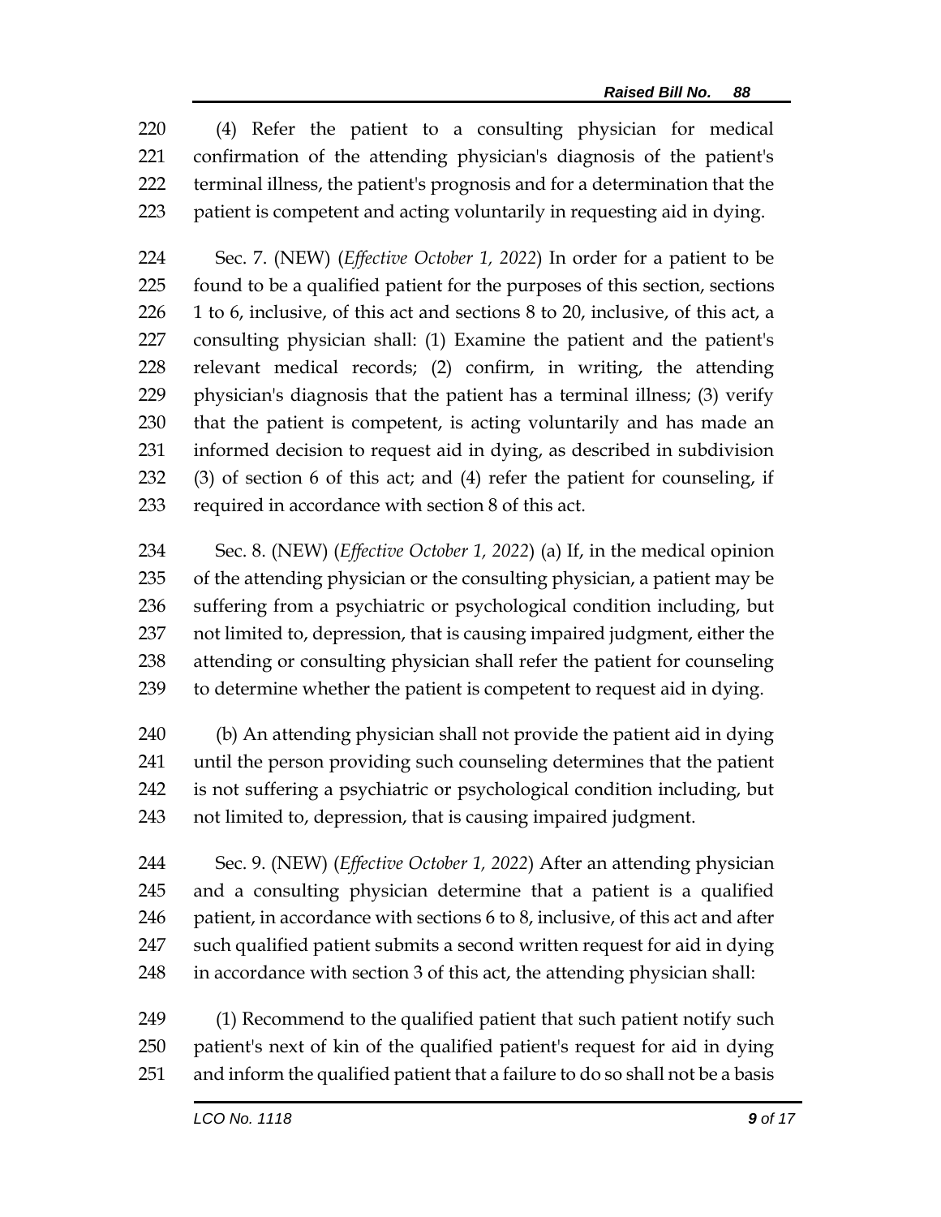(4) Refer the patient to a consulting physician for medical confirmation of the attending physician's diagnosis of the patient's terminal illness, the patient's prognosis and for a determination that the patient is competent and acting voluntarily in requesting aid in dying.

Sec. 7. (NEW) (*Effective October 1, 2022*) In order for a patient to be found to be a qualified patient for the purposes of this section, sections 1 to 6, inclusive, of this act and sections 8 to 20, inclusive, of this act, a consulting physician shall: (1) Examine the patient and the patient's relevant medical records; (2) confirm, in writing, the attending physician's diagnosis that the patient has a terminal illness; (3) verify that the patient is competent, is acting voluntarily and has made an informed decision to request aid in dying, as described in subdivision (3) of section 6 of this act; and (4) refer the patient for counseling, if required in accordance with section 8 of this act.

Sec. 8. (NEW) (*Effective October 1, 2022*) (a) If, in the medical opinion of the attending physician or the consulting physician, a patient may be suffering from a psychiatric or psychological condition including, but not limited to, depression, that is causing impaired judgment, either the attending or consulting physician shall refer the patient for counseling to determine whether the patient is competent to request aid in dying.

(b) An attending physician shall not provide the patient aid in dying until the person providing such counseling determines that the patient is not suffering a psychiatric or psychological condition including, but not limited to, depression, that is causing impaired judgment.

Sec. 9. (NEW) (*Effective October 1, 2022*) After an attending physician and a consulting physician determine that a patient is a qualified patient, in accordance with sections 6 to 8, inclusive, of this act and after such qualified patient submits a second written request for aid in dying in accordance with section 3 of this act, the attending physician shall:

(1) Recommend to the qualified patient that such patient notify such patient's next of kin of the qualified patient's request for aid in dying and inform the qualified patient that a failure to do so shall not be a basis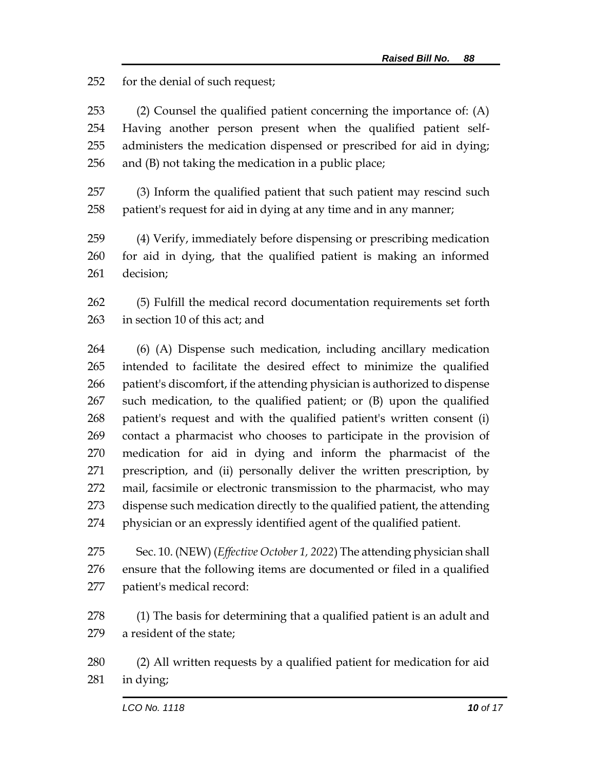for the denial of such request;

(2) Counsel the qualified patient concerning the importance of: (A) Having another person present when the qualified patient self-administers the medication dispensed or prescribed for aid in dying; and (B) not taking the medication in a public place;

(3) Inform the qualified patient that such patient may rescind such patient's request for aid in dying at any time and in any manner;

(4) Verify, immediately before dispensing or prescribing medication for aid in dying, that the qualified patient is making an informed decision;

(5) Fulfill the medical record documentation requirements set forth in section 10 of this act; and

(6) (A) Dispense such medication, including ancillary medication intended to facilitate the desired effect to minimize the qualified patient's discomfort, if the attending physician is authorized to dispense such medication, to the qualified patient; or (B) upon the qualified patient's request and with the qualified patient's written consent (i) contact a pharmacist who chooses to participate in the provision of medication for aid in dying and inform the pharmacist of the prescription, and (ii) personally deliver the written prescription, by mail, facsimile or electronic transmission to the pharmacist, who may dispense such medication directly to the qualified patient, the attending physician or an expressly identified agent of the qualified patient.

Sec. 10. (NEW) (*Effective October 1, 2022*) The attending physician shall ensure that the following items are documented or filed in a qualified patient's medical record:

(1) The basis for determining that a qualified patient is an adult and a resident of the state;

(2) All written requests by a qualified patient for medication for aid in dying;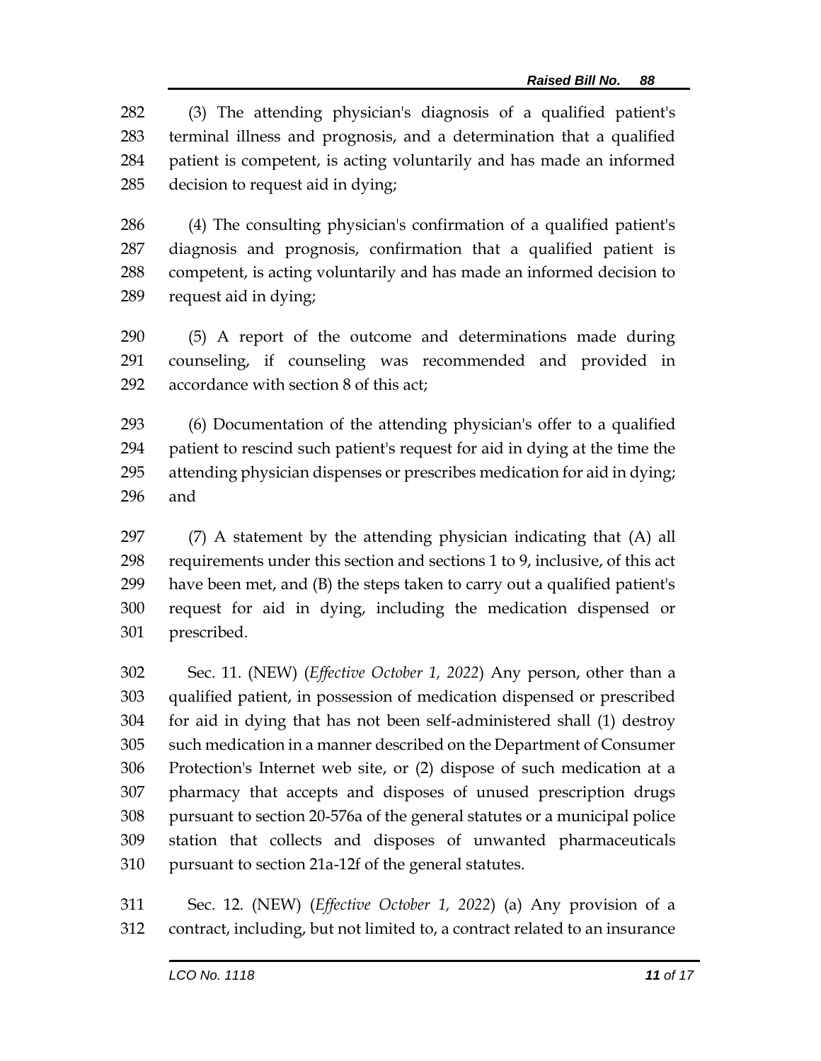(3) The attending physician's diagnosis of a qualified patient's terminal illness and prognosis, and a determination that a qualified patient is competent, is acting voluntarily and has made an informed decision to request aid in dying;

(4) The consulting physician's confirmation of a qualified patient's diagnosis and prognosis, confirmation that a qualified patient is competent, is acting voluntarily and has made an informed decision to request aid in dying;

(5) A report of the outcome and determinations made during counseling, if counseling was recommended and provided in accordance with section 8 of this act;

(6) Documentation of the attending physician's offer to a qualified patient to rescind such patient's request for aid in dying at the time the attending physician dispenses or prescribes medication for aid in dying; and

(7) A statement by the attending physician indicating that (A) all requirements under this section and sections 1 to 9, inclusive, of this act have been met, and (B) the steps taken to carry out a qualified patient's request for aid in dying, including the medication dispensed or prescribed.

Sec. 11. (NEW) (*Effective October 1, 2022*) Any person, other than a qualified patient, in possession of medication dispensed or prescribed for aid in dying that has not been self-administered shall (1) destroy such medication in a manner described on the Department of Consumer Protection's Internet web site, or (2) dispose of such medication at a pharmacy that accepts and disposes of unused prescription drugs pursuant to section 20-576a of the general statutes or a municipal police station that collects and disposes of unwanted pharmaceuticals pursuant to section 21a-12f of the general statutes.

Sec. 12. (NEW) (*Effective October 1, 2022*) (a) Any provision of a contract, including, but not limited to, a contract related to an insurance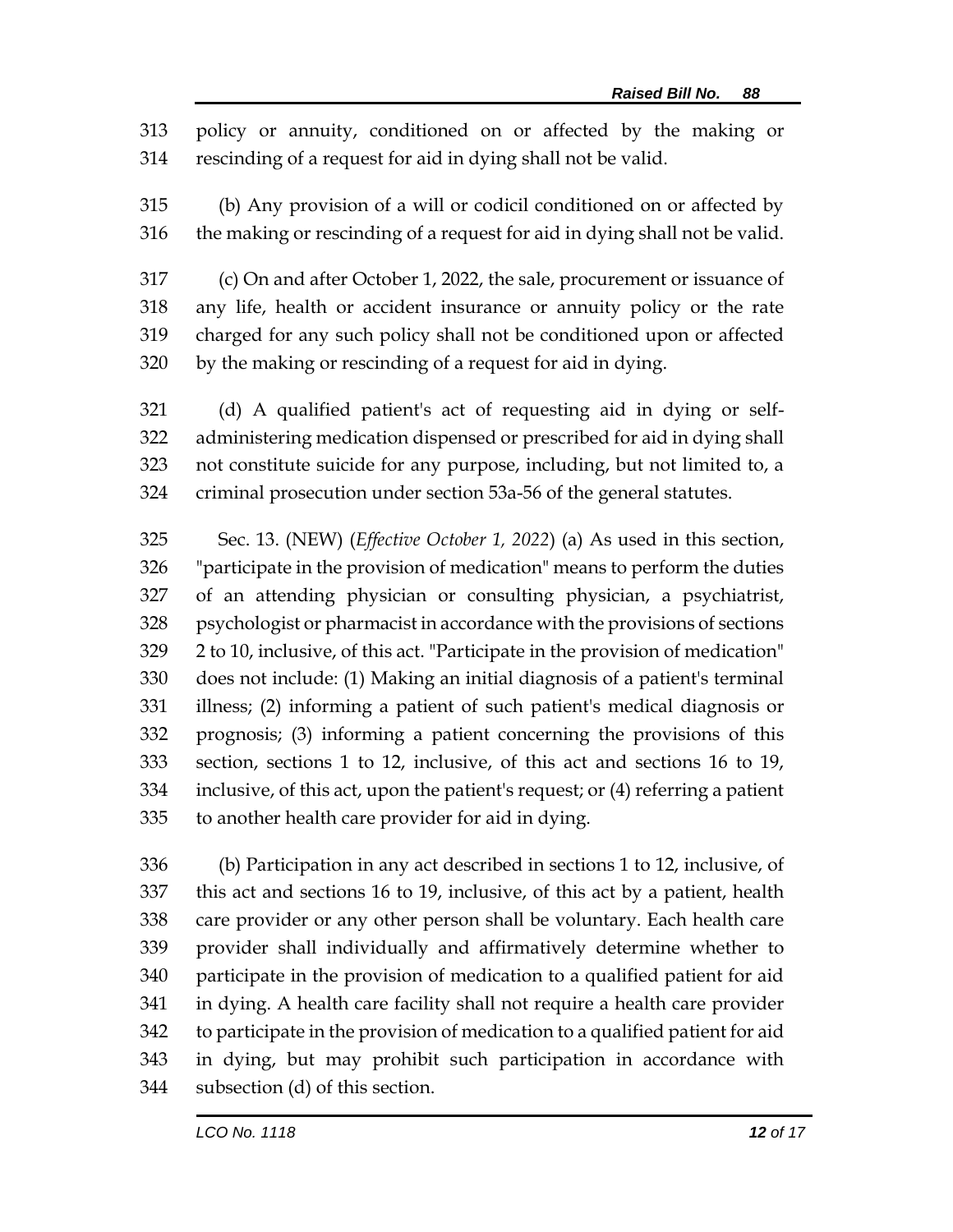policy or annuity, conditioned on or affected by the making or rescinding of a request for aid in dying shall not be valid.

(b) Any provision of a will or codicil conditioned on or affected by the making or rescinding of a request for aid in dying shall not be valid.

(c) On and after October 1, 2022, the sale, procurement or issuance of any life, health or accident insurance or annuity policy or the rate charged for any such policy shall not be conditioned upon or affected by the making or rescinding of a request for aid in dying.

(d) A qualified patient's act of requesting aid in dying or self-administering medication dispensed or prescribed for aid in dying shall not constitute suicide for any purpose, including, but not limited to, a criminal prosecution under section 53a-56 of the general statutes.

Sec. 13. (NEW) (*Effective October 1, 2022*) (a) As used in this section, "participate in the provision of medication" means to perform the duties of an attending physician or consulting physician, a psychiatrist, psychologist or pharmacist in accordance with the provisions of sections 2 to 10, inclusive, of this act. "Participate in the provision of medication" does not include: (1) Making an initial diagnosis of a patient's terminal illness; (2) informing a patient of such patient's medical diagnosis or prognosis; (3) informing a patient concerning the provisions of this section, sections 1 to 12, inclusive, of this act and sections 16 to 19, inclusive, of this act, upon the patient's request; or (4) referring a patient to another health care provider for aid in dying.

(b) Participation in any act described in sections 1 to 12, inclusive, of this act and sections 16 to 19, inclusive, of this act by a patient, health care provider or any other person shall be voluntary. Each health care provider shall individually and affirmatively determine whether to participate in the provision of medication to a qualified patient for aid in dying. A health care facility shall not require a health care provider to participate in the provision of medication to a qualified patient for aid in dying, but may prohibit such participation in accordance with subsection (d) of this section.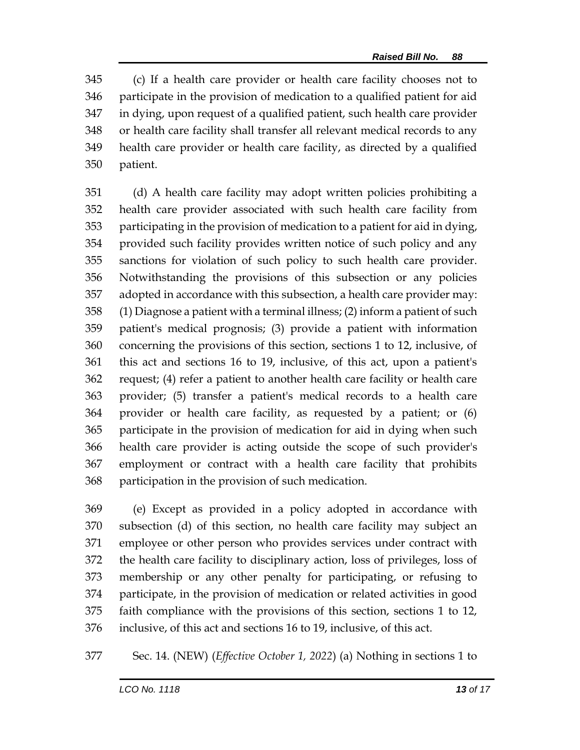(c) If a health care provider or health care facility chooses not to participate in the provision of medication to a qualified patient for aid in dying, upon request of a qualified patient, such health care provider or health care facility shall transfer all relevant medical records to any health care provider or health care facility, as directed by a qualified patient.

(d) A health care facility may adopt written policies prohibiting a health care provider associated with such health care facility from participating in the provision of medication to a patient for aid in dying, provided such facility provides written notice of such policy and any sanctions for violation of such policy to such health care provider. Notwithstanding the provisions of this subsection or any policies adopted in accordance with this subsection, a health care provider may: (1) Diagnose a patient with a terminal illness; (2) inform a patient of such patient's medical prognosis; (3) provide a patient with information concerning the provisions of this section, sections 1 to 12, inclusive, of this act and sections 16 to 19, inclusive, of this act, upon a patient's request; (4) refer a patient to another health care facility or health care provider; (5) transfer a patient's medical records to a health care provider or health care facility, as requested by a patient; or (6) participate in the provision of medication for aid in dying when such health care provider is acting outside the scope of such provider's employment or contract with a health care facility that prohibits participation in the provision of such medication.

(e) Except as provided in a policy adopted in accordance with subsection (d) of this section, no health care facility may subject an employee or other person who provides services under contract with the health care facility to disciplinary action, loss of privileges, loss of membership or any other penalty for participating, or refusing to participate, in the provision of medication or related activities in good faith compliance with the provisions of this section, sections 1 to 12, inclusive, of this act and sections 16 to 19, inclusive, of this act.

Sec. 14. (NEW) (*Effective October 1, 2022*) (a) Nothing in sections 1 to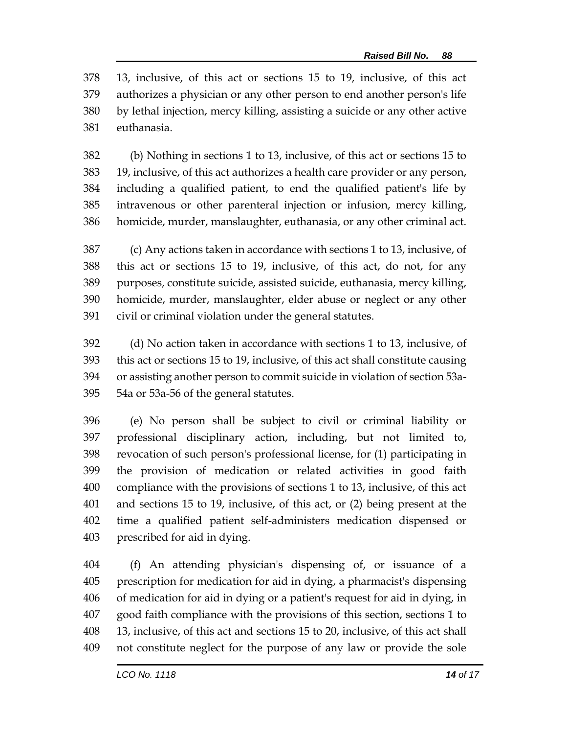13, inclusive, of this act or sections 15 to 19, inclusive, of this act authorizes a physician or any other person to end another person's life by lethal injection, mercy killing, assisting a suicide or any other active euthanasia.

(b) Nothing in sections 1 to 13, inclusive, of this act or sections 15 to 19, inclusive, of this act authorizes a health care provider or any person, including a qualified patient, to end the qualified patient's life by intravenous or other parenteral injection or infusion, mercy killing, homicide, murder, manslaughter, euthanasia, or any other criminal act.

(c) Any actions taken in accordance with sections 1 to 13, inclusive, of this act or sections 15 to 19, inclusive, of this act, do not, for any purposes, constitute suicide, assisted suicide, euthanasia, mercy killing, homicide, murder, manslaughter, elder abuse or neglect or any other civil or criminal violation under the general statutes.

(d) No action taken in accordance with sections 1 to 13, inclusive, of this act or sections 15 to 19, inclusive, of this act shall constitute causing or assisting another person to commit suicide in violation of section 53a-54a or 53a-56 of the general statutes.

(e) No person shall be subject to civil or criminal liability or professional disciplinary action, including, but not limited to, revocation of such person's professional license, for (1) participating in the provision of medication or related activities in good faith compliance with the provisions of sections 1 to 13, inclusive, of this act and sections 15 to 19, inclusive, of this act, or (2) being present at the time a qualified patient self-administers medication dispensed or prescribed for aid in dying.

(f) An attending physician's dispensing of, or issuance of a prescription for medication for aid in dying, a pharmacist's dispensing of medication for aid in dying or a patient's request for aid in dying, in good faith compliance with the provisions of this section, sections 1 to 13, inclusive, of this act and sections 15 to 20, inclusive, of this act shall not constitute neglect for the purpose of any law or provide the sole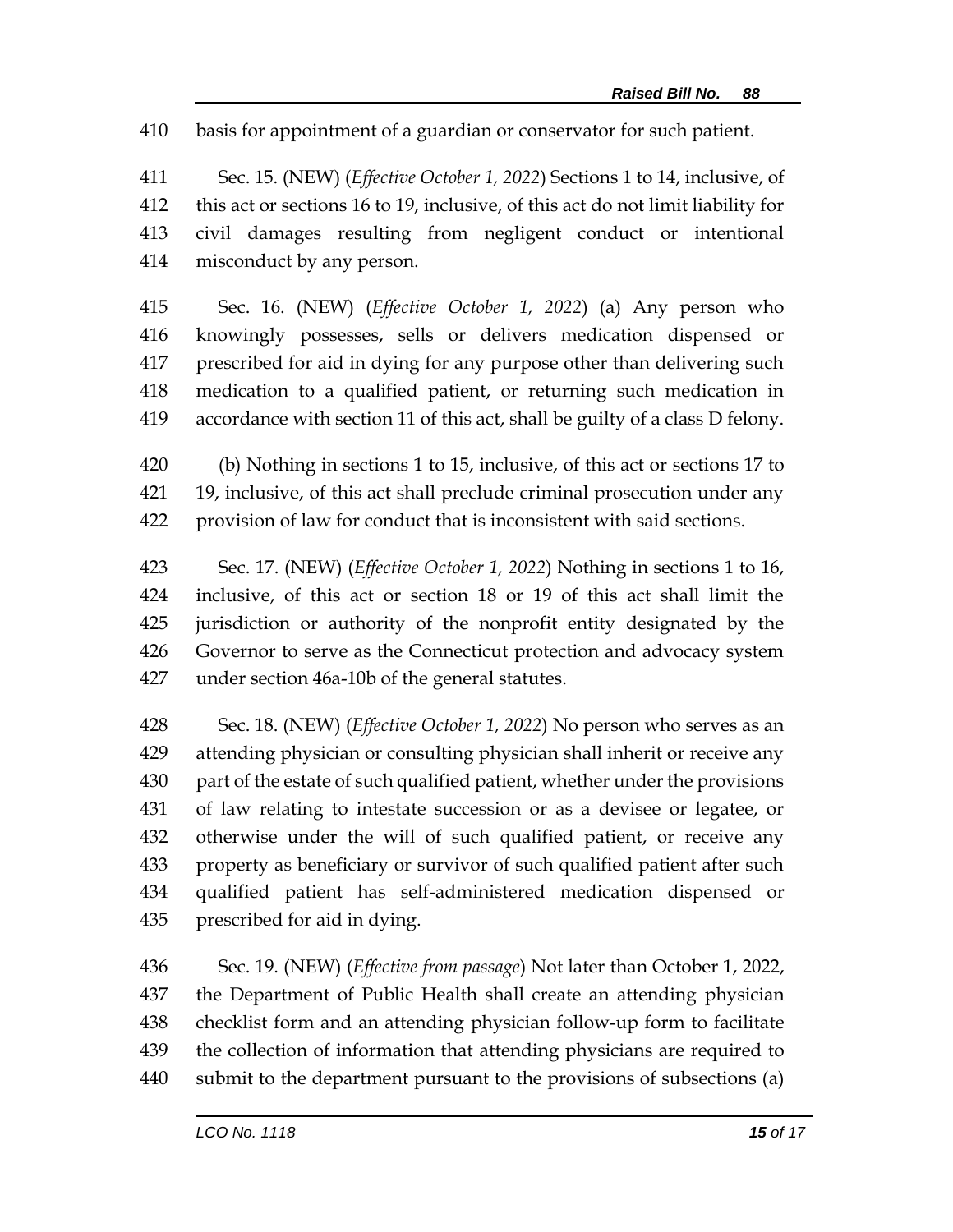basis for appointment of a guardian or conservator for such patient.

Sec. 15. (NEW) (*Effective October 1, 2022*) Sections 1 to 14, inclusive, of this act or sections 16 to 19, inclusive, of this act do not limit liability for civil damages resulting from negligent conduct or intentional misconduct by any person.

Sec. 16. (NEW) (*Effective October 1, 2022*) (a) Any person who knowingly possesses, sells or delivers medication dispensed or prescribed for aid in dying for any purpose other than delivering such medication to a qualified patient, or returning such medication in accordance with section 11 of this act, shall be guilty of a class D felony.

(b) Nothing in sections 1 to 15, inclusive, of this act or sections 17 to 19, inclusive, of this act shall preclude criminal prosecution under any provision of law for conduct that is inconsistent with said sections.

Sec. 17. (NEW) (*Effective October 1, 2022*) Nothing in sections 1 to 16, inclusive, of this act or section 18 or 19 of this act shall limit the jurisdiction or authority of the nonprofit entity designated by the Governor to serve as the Connecticut protection and advocacy system under section 46a-10b of the general statutes.

Sec. 18. (NEW) (*Effective October 1, 2022*) No person who serves as an attending physician or consulting physician shall inherit or receive any part of the estate of such qualified patient, whether under the provisions of law relating to intestate succession or as a devisee or legatee, or otherwise under the will of such qualified patient, or receive any property as beneficiary or survivor of such qualified patient after such qualified patient has self-administered medication dispensed or prescribed for aid in dying.

Sec. 19. (NEW) (*Effective from passage*) Not later than October 1, 2022, the Department of Public Health shall create an attending physician checklist form and an attending physician follow-up form to facilitate the collection of information that attending physicians are required to submit to the department pursuant to the provisions of subsections (a)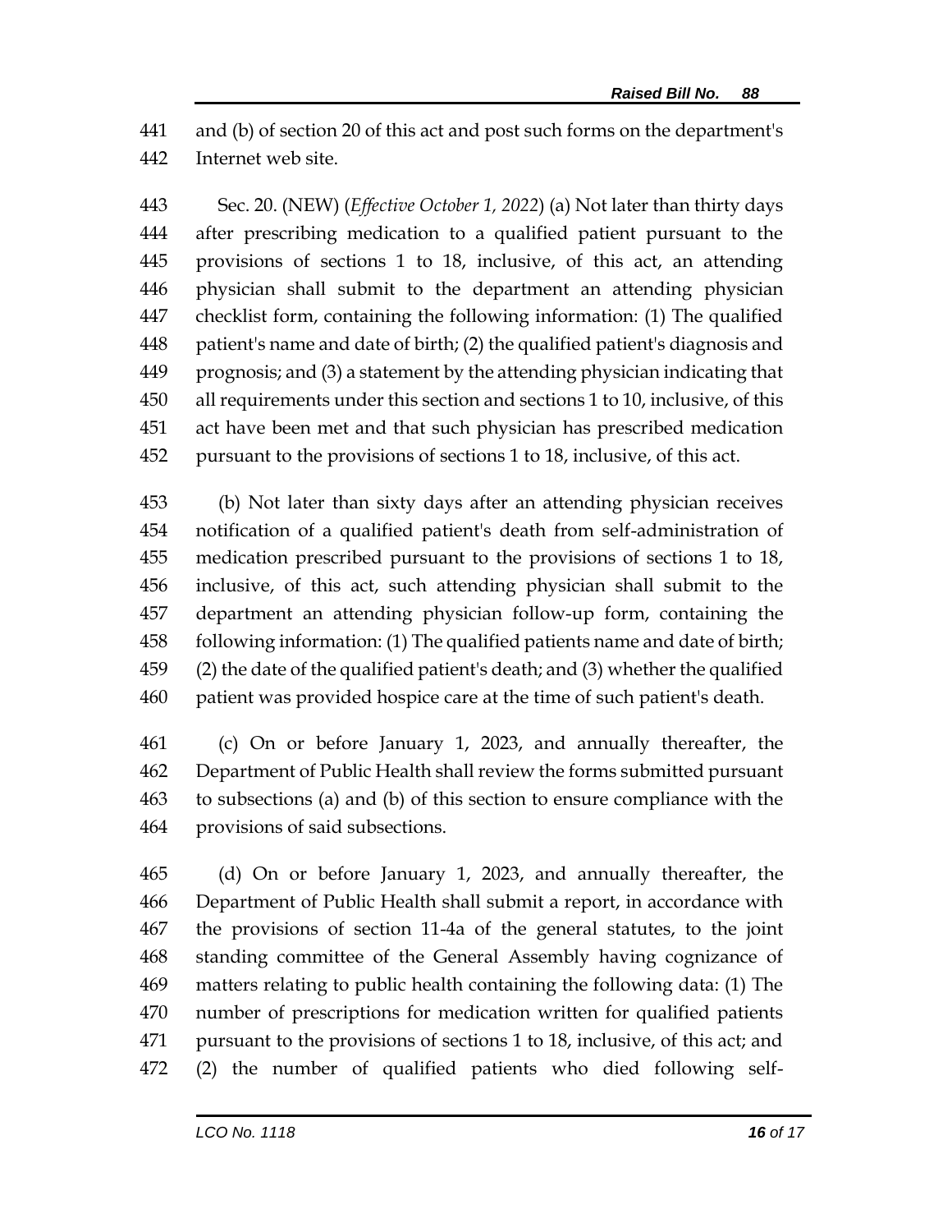and (b) of section 20 of this act and post such forms on the department's Internet web site.

Sec. 20. (NEW) (*Effective October 1, 2022*) (a) Not later than thirty days after prescribing medication to a qualified patient pursuant to the provisions of sections 1 to 18, inclusive, of this act, an attending physician shall submit to the department an attending physician checklist form, containing the following information: (1) The qualified patient's name and date of birth; (2) the qualified patient's diagnosis and prognosis; and (3) a statement by the attending physician indicating that all requirements under this section and sections 1 to 10, inclusive, of this act have been met and that such physician has prescribed medication pursuant to the provisions of sections 1 to 18, inclusive, of this act.

(b) Not later than sixty days after an attending physician receives notification of a qualified patient's death from self-administration of medication prescribed pursuant to the provisions of sections 1 to 18, inclusive, of this act, such attending physician shall submit to the department an attending physician follow-up form, containing the following information: (1) The qualified patients name and date of birth; (2) the date of the qualified patient's death; and (3) whether the qualified patient was provided hospice care at the time of such patient's death.

(c) On or before January 1, 2023, and annually thereafter, the Department of Public Health shall review the forms submitted pursuant to subsections (a) and (b) of this section to ensure compliance with the provisions of said subsections.

(d) On or before January 1, 2023, and annually thereafter, the Department of Public Health shall submit a report, in accordance with the provisions of section 11-4a of the general statutes, to the joint standing committee of the General Assembly having cognizance of matters relating to public health containing the following data: (1) The number of prescriptions for medication written for qualified patients pursuant to the provisions of sections 1 to 18, inclusive, of this act; and (2) the number of qualified patients who died following self-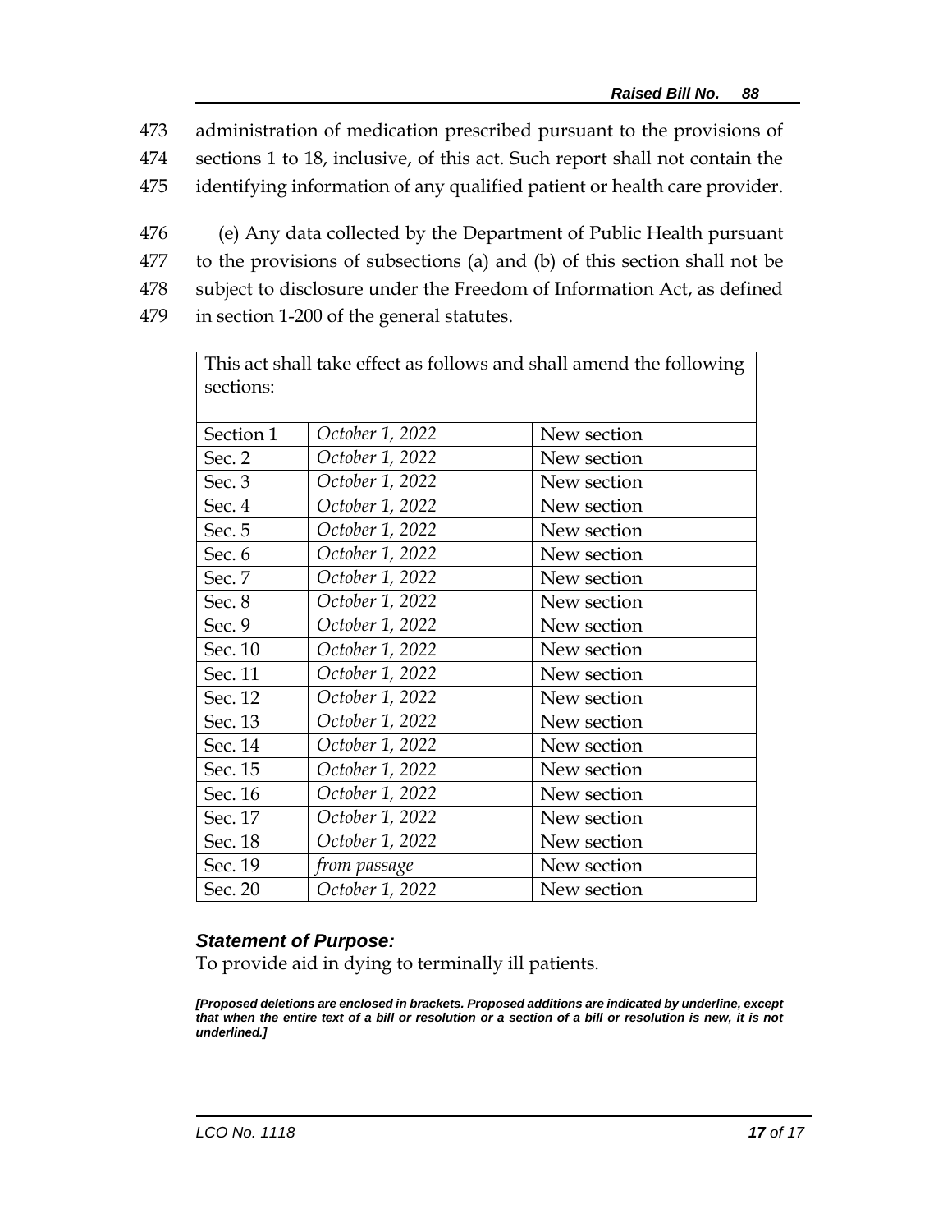administration of medication prescribed pursuant to the provisions of sections 1 to 18, inclusive, of this act. Such report shall not contain the identifying information of any qualified patient or health care provider.

(e) Any data collected by the Department of Public Health pursuant to the provisions of subsections (a) and (b) of this section shall not be subject to disclosure under the Freedom of Information Act, as defined in section 1-200 of the general statutes.

This act shall take effect as follows and shall amend the following sections:

| | | |
|---|---|---|
| Section 1 | *October 1, 2022* | New section |
| Sec. 2 | *October 1, 2022* | New section |
| Sec. 3 | *October 1, 2022* | New section |
| Sec. 4 | *October 1, 2022* | New section |
| Sec. 5 | *October 1, 2022* | New section |
| Sec. 6 | *October 1, 2022* | New section |
| Sec. 7 | *October 1, 2022* | New section |
| Sec. 8 | *October 1, 2022* | New section |
| Sec. 9 | *October 1, 2022* | New section |
| Sec. 10 | *October 1, 2022* | New section |
| Sec. 11 | *October 1, 2022* | New section |
| Sec. 12 | *October 1, 2022* | New section |
| Sec. 13 | *October 1, 2022* | New section |
| Sec. 14 | *October 1, 2022* | New section |
| Sec. 15 | *October 1, 2022* | New section |
| Sec. 16 | *October 1, 2022* | New section |
| Sec. 17 | *October 1, 2022* | New section |
| Sec. 18 | *October 1, 2022* | New section |
| Sec. 19 | *from passage* | New section |
| Sec. 20 | *October 1, 2022* | New section |

### *Statement of Purpose:*

To provide aid in dying to terminally ill patients.

***[Proposed deletions are enclosed in brackets. Proposed additions are indicated by underline, except that when the entire text of a bill or resolution or a section of a bill or resolution is new, it is not underlined.]***